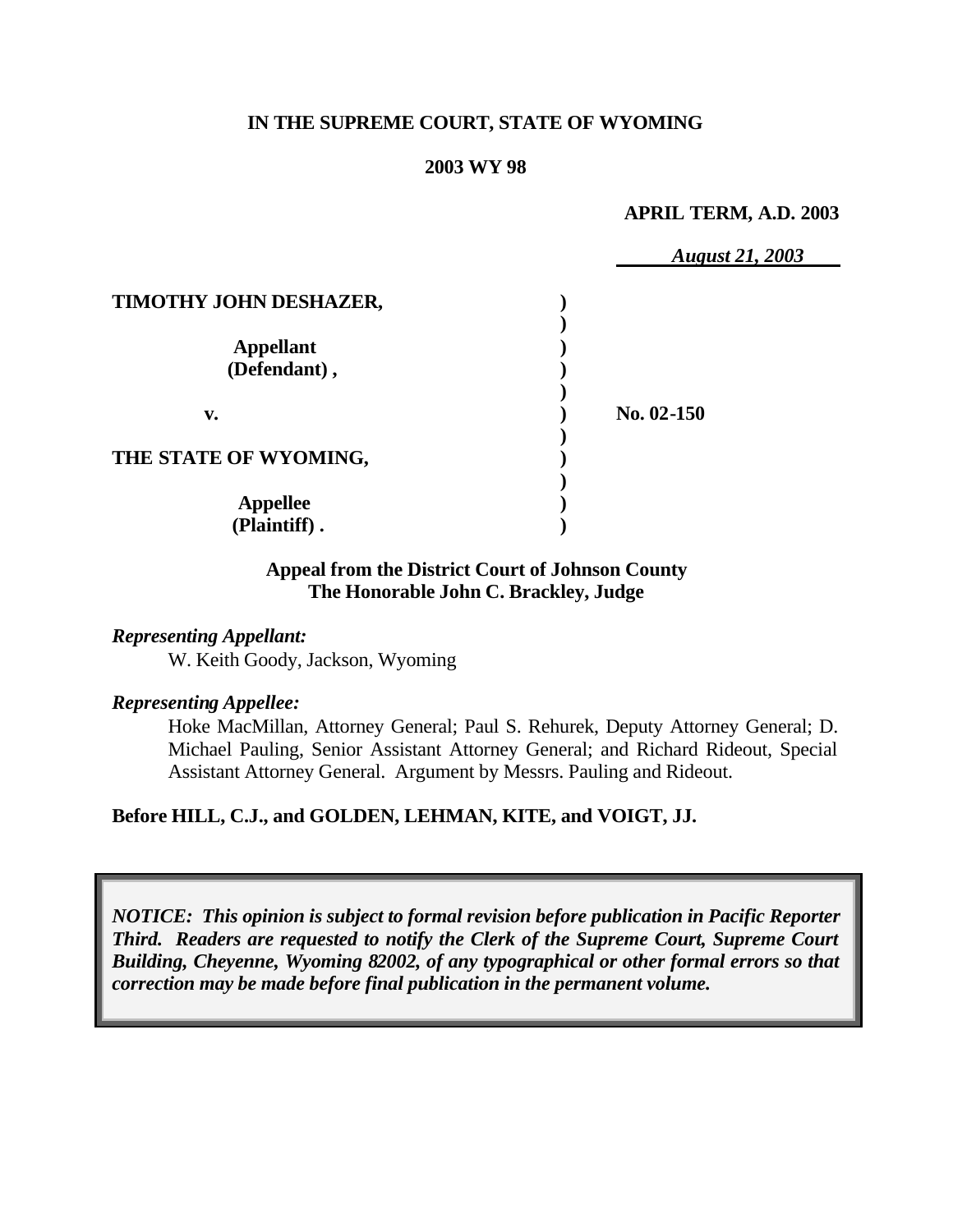**IN THE SUPREME COURT, STATE OF WYOMING**

**2003 WY 98**

**APRIL TERM, A.D. 2003**

*August 21, 2003*

| | | |
|---|---|---|
| **TIMOTHY JOHN DESHAZER,** | ) | |
| | ) | |
| **Appellant** | ) | |
| **(Defendant) ,** | ) | |
| | ) | |
| **v.** | ) | **No. 02-150** |
| | ) | |
| **THE STATE OF WYOMING,** | ) | |
| | ) | |
| **Appellee** | ) | |
| **(Plaintiff) .** | ) | |

**Appeal from the District Court of Johnson County**
**The Honorable John C. Brackley, Judge**

*Representing Appellant:*

W. Keith Goody, Jackson, Wyoming

*Representing Appellee:*

Hoke MacMillan, Attorney General; Paul S. Rehurek, Deputy Attorney General; D. Michael Pauling, Senior Assistant Attorney General; and Richard Rideout, Special Assistant Attorney General. Argument by Messrs. Pauling and Rideout.

**Before HILL, C.J., and GOLDEN, LEHMAN, KITE, and VOIGT, JJ.**

***NOTICE: This opinion is subject to formal revision before publication in Pacific Reporter Third. Readers are requested to notify the Clerk of the Supreme Court, Supreme Court Building, Cheyenne, Wyoming 82002, of any typographical or other formal errors so that correction may be made before final publication in the permanent volume.***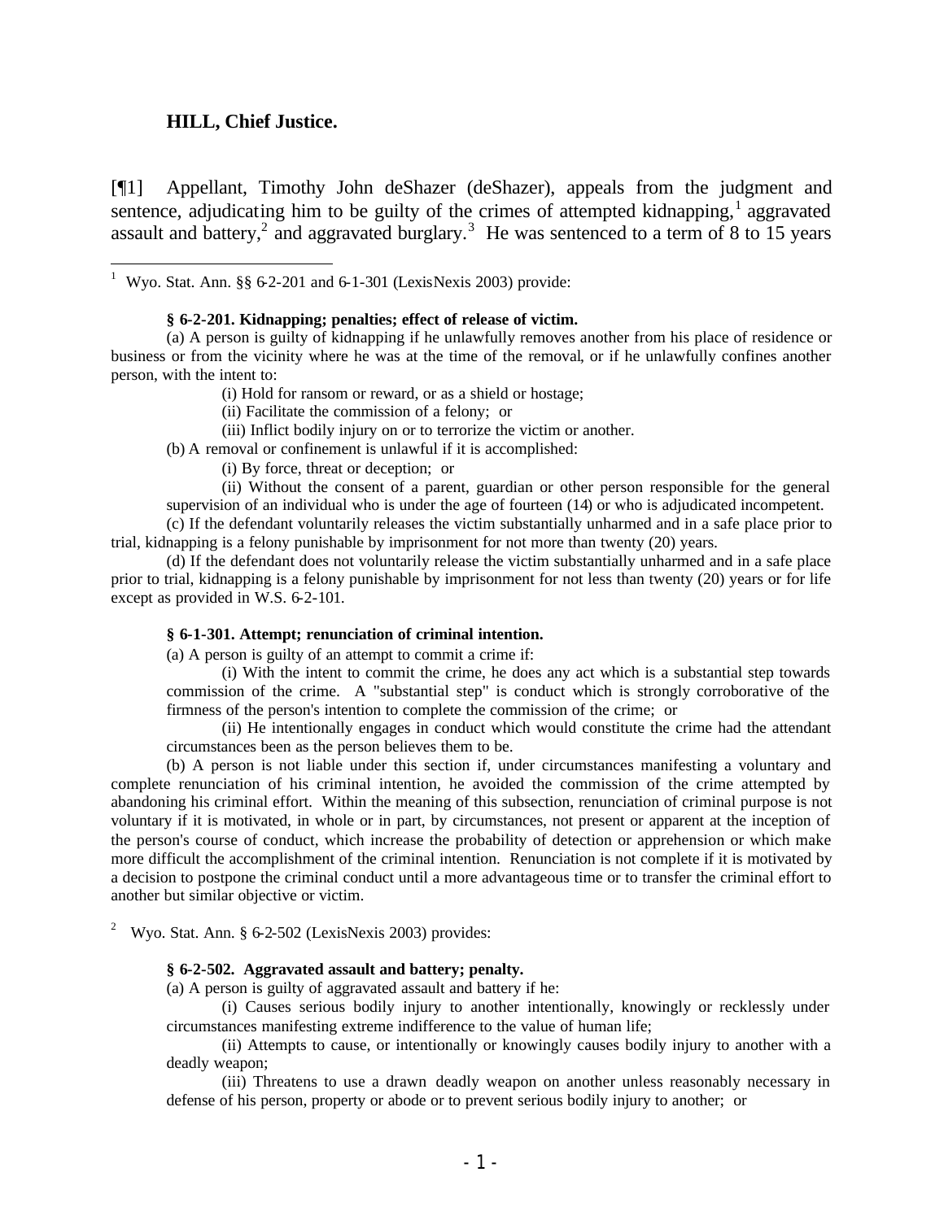**HILL, Chief Justice.**

[¶1] Appellant, Timothy John deShazer (deShazer), appeals from the judgment and sentence, adjudicating him to be guilty of the crimes of attempted kidnapping,[1] aggravated assault and battery,[2] and aggravated burglary.[3] He was sentenced to a term of 8 to 15 years

---

[1] Wyo. Stat. Ann. §§ 6-2-201 and 6-1-301 (LexisNexis 2003) provide:

**§ 6-2-201. Kidnapping; penalties; effect of release of victim.**

(a) A person is guilty of kidnapping if he unlawfully removes another from his place of residence or business or from the vicinity where he was at the time of the removal, or if he unlawfully confines another person, with the intent to:

(i) Hold for ransom or reward, or as a shield or hostage;

(ii) Facilitate the commission of a felony; or

(iii) Inflict bodily injury on or to terrorize the victim or another.

(b) A removal or confinement is unlawful if it is accomplished:

(i) By force, threat or deception; or

(ii) Without the consent of a parent, guardian or other person responsible for the general supervision of an individual who is under the age of fourteen (14) or who is adjudicated incompetent.

(c) If the defendant voluntarily releases the victim substantially unharmed and in a safe place prior to trial, kidnapping is a felony punishable by imprisonment for not more than twenty (20) years.

(d) If the defendant does not voluntarily release the victim substantially unharmed and in a safe place prior to trial, kidnapping is a felony punishable by imprisonment for not less than twenty (20) years or for life except as provided in W.S. 6-2-101.

**§ 6-1-301. Attempt; renunciation of criminal intention.**

(a) A person is guilty of an attempt to commit a crime if:

(i) With the intent to commit the crime, he does any act which is a substantial step towards commission of the crime. A "substantial step" is conduct which is strongly corroborative of the firmness of the person's intention to complete the commission of the crime; or

(ii) He intentionally engages in conduct which would constitute the crime had the attendant circumstances been as the person believes them to be.

(b) A person is not liable under this section if, under circumstances manifesting a voluntary and complete renunciation of his criminal intention, he avoided the commission of the crime attempted by abandoning his criminal effort. Within the meaning of this subsection, renunciation of criminal purpose is not voluntary if it is motivated, in whole or in part, by circumstances, not present or apparent at the inception of the person's course of conduct, which increase the probability of detection or apprehension or which make more difficult the accomplishment of the criminal intention. Renunciation is not complete if it is motivated by a decision to postpone the criminal conduct until a more advantageous time or to transfer the criminal effort to another but similar objective or victim.

[2] Wyo. Stat. Ann. § 6-2-502 (LexisNexis 2003) provides:

**§ 6-2-502. Aggravated assault and battery; penalty.**

(a) A person is guilty of aggravated assault and battery if he:

(i) Causes serious bodily injury to another intentionally, knowingly or recklessly under circumstances manifesting extreme indifference to the value of human life;

(ii) Attempts to cause, or intentionally or knowingly causes bodily injury to another with a deadly weapon;

(iii) Threatens to use a drawn deadly weapon on another unless reasonably necessary in defense of his person, property or abode or to prevent serious bodily injury to another; or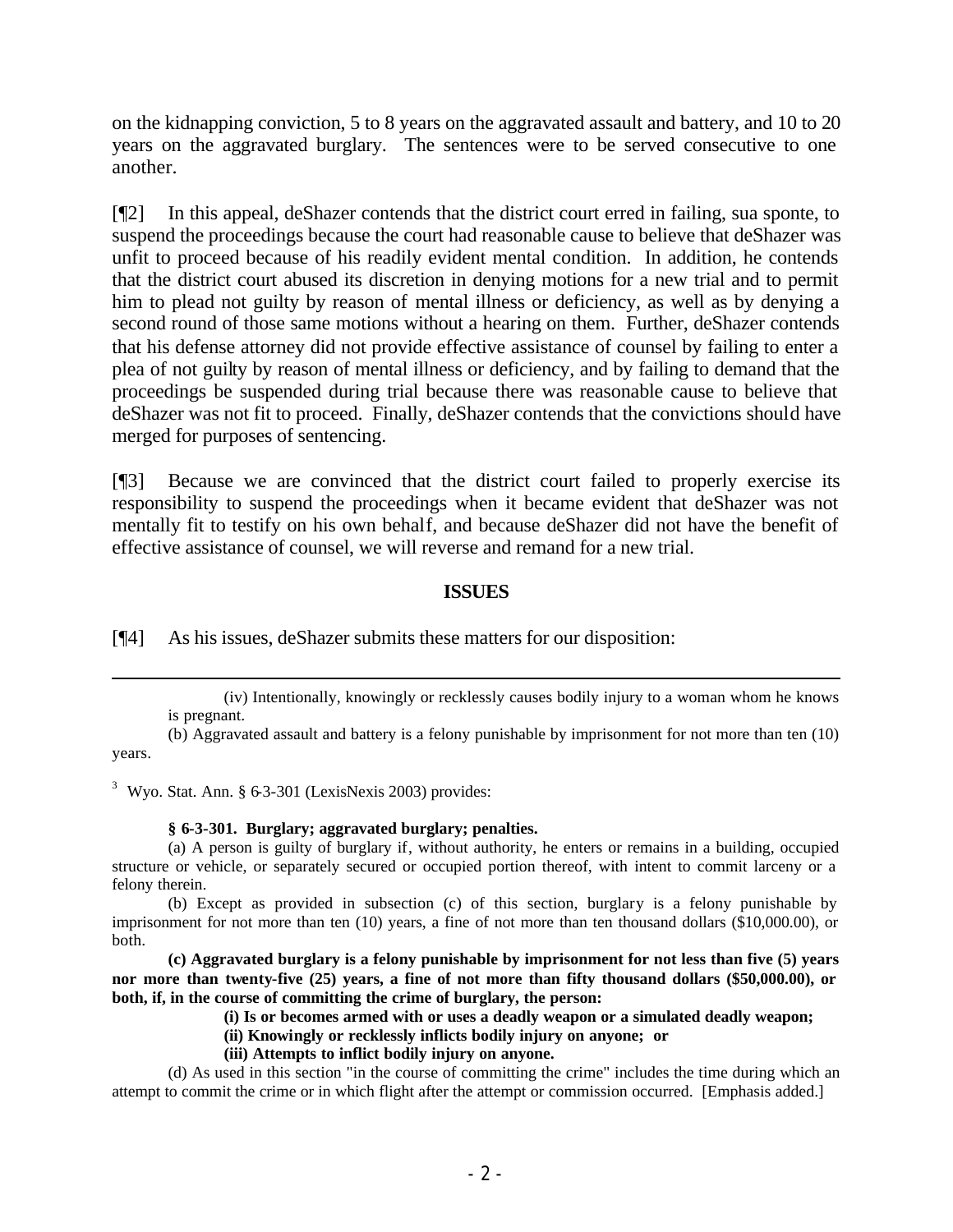on the kidnapping conviction, 5 to 8 years on the aggravated assault and battery, and 10 to 20 years on the aggravated burglary. The sentences were to be served consecutive to one another.

[¶2] In this appeal, deShazer contends that the district court erred in failing, sua sponte, to suspend the proceedings because the court had reasonable cause to believe that deShazer was unfit to proceed because of his readily evident mental condition. In addition, he contends that the district court abused its discretion in denying motions for a new trial and to permit him to plead not guilty by reason of mental illness or deficiency, as well as by denying a second round of those same motions without a hearing on them. Further, deShazer contends that his defense attorney did not provide effective assistance of counsel by failing to enter a plea of not guilty by reason of mental illness or deficiency, and by failing to demand that the proceedings be suspended during trial because there was reasonable cause to believe that deShazer was not fit to proceed. Finally, deShazer contends that the convictions should have merged for purposes of sentencing.

[¶3] Because we are convinced that the district court failed to properly exercise its responsibility to suspend the proceedings when it became evident that deShazer was not mentally fit to testify on his own behalf, and because deShazer did not have the benefit of effective assistance of counsel, we will reverse and remand for a new trial.

## ISSUES

[¶4] As his issues, deShazer submits these matters for our disposition:

---

(iv) Intentionally, knowingly or recklessly causes bodily injury to a woman whom he knows is pregnant.

(b) Aggravated assault and battery is a felony punishable by imprisonment for not more than ten (10) years.

[3] Wyo. Stat. Ann. § 6-3-301 (LexisNexis 2003) provides:

**§ 6-3-301. Burglary; aggravated burglary; penalties.**

(a) A person is guilty of burglary if, without authority, he enters or remains in a building, occupied structure or vehicle, or separately secured or occupied portion thereof, with intent to commit larceny or a felony therein.

(b) Except as provided in subsection (c) of this section, burglary is a felony punishable by imprisonment for not more than ten (10) years, a fine of not more than ten thousand dollars ($10,000.00), or both.

**(c) Aggravated burglary is a felony punishable by imprisonment for not less than five (5) years nor more than twenty-five (25) years, a fine of not more than fifty thousand dollars ($50,000.00), or both, if, in the course of committing the crime of burglary, the person:**

**(i) Is or becomes armed with or uses a deadly weapon or a simulated deadly weapon;**

**(ii) Knowingly or recklessly inflicts bodily injury on anyone; or**

**(iii) Attempts to inflict bodily injury on anyone.**

(d) As used in this section "in the course of committing the crime" includes the time during which an attempt to commit the crime or in which flight after the attempt or commission occurred. [Emphasis added.]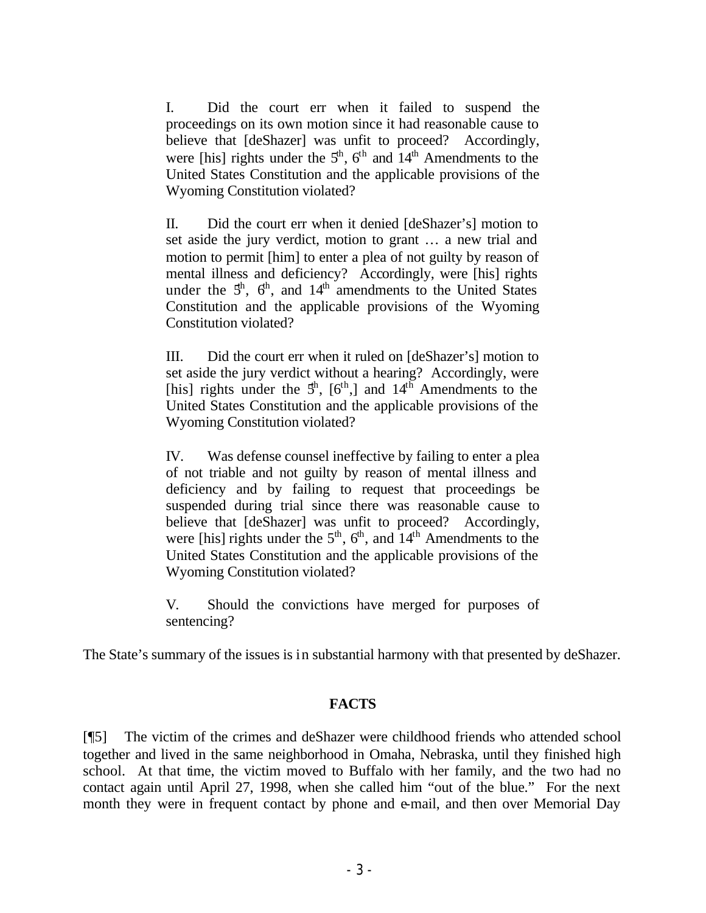I. Did the court err when it failed to suspend the proceedings on its own motion since it had reasonable cause to believe that [deShazer] was unfit to proceed? Accordingly, were [his] rights under the 5th, 6th and 14th Amendments to the United States Constitution and the applicable provisions of the Wyoming Constitution violated?

II. Did the court err when it denied [deShazer's] motion to set aside the jury verdict, motion to grant … a new trial and motion to permit [him] to enter a plea of not guilty by reason of mental illness and deficiency? Accordingly, were [his] rights under the 5th, 6th, and 14th amendments to the United States Constitution and the applicable provisions of the Wyoming Constitution violated?

III. Did the court err when it ruled on [deShazer's] motion to set aside the jury verdict without a hearing? Accordingly, were [his] rights under the 5th, [6th,] and 14th Amendments to the United States Constitution and the applicable provisions of the Wyoming Constitution violated?

IV. Was defense counsel ineffective by failing to enter a plea of not triable and not guilty by reason of mental illness and deficiency and by failing to request that proceedings be suspended during trial since there was reasonable cause to believe that [deShazer] was unfit to proceed? Accordingly, were [his] rights under the 5th, 6th, and 14th Amendments to the United States Constitution and the applicable provisions of the Wyoming Constitution violated?

V. Should the convictions have merged for purposes of sentencing?

The State's summary of the issues is in substantial harmony with that presented by deShazer.

**FACTS**

[¶5] The victim of the crimes and deShazer were childhood friends who attended school together and lived in the same neighborhood in Omaha, Nebraska, until they finished high school. At that time, the victim moved to Buffalo with her family, and the two had no contact again until April 27, 1998, when she called him "out of the blue." For the next month they were in frequent contact by phone and e-mail, and then over Memorial Day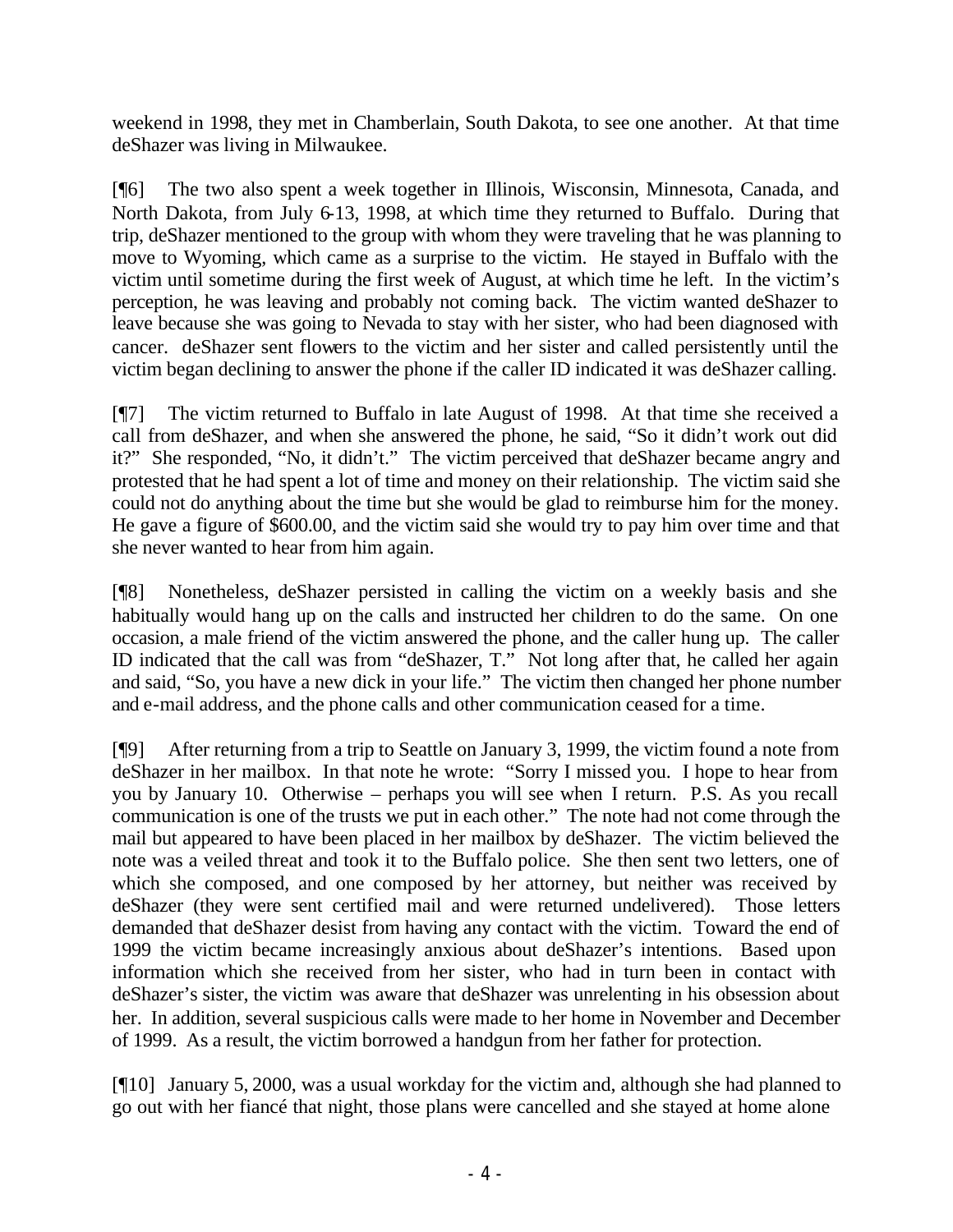weekend in 1998, they met in Chamberlain, South Dakota, to see one another. At that time deShazer was living in Milwaukee.

[¶6] The two also spent a week together in Illinois, Wisconsin, Minnesota, Canada, and North Dakota, from July 6-13, 1998, at which time they returned to Buffalo. During that trip, deShazer mentioned to the group with whom they were traveling that he was planning to move to Wyoming, which came as a surprise to the victim. He stayed in Buffalo with the victim until sometime during the first week of August, at which time he left. In the victim's perception, he was leaving and probably not coming back. The victim wanted deShazer to leave because she was going to Nevada to stay with her sister, who had been diagnosed with cancer. deShazer sent flowers to the victim and her sister and called persistently until the victim began declining to answer the phone if the caller ID indicated it was deShazer calling.

[¶7] The victim returned to Buffalo in late August of 1998. At that time she received a call from deShazer, and when she answered the phone, he said, "So it didn't work out did it?" She responded, "No, it didn't." The victim perceived that deShazer became angry and protested that he had spent a lot of time and money on their relationship. The victim said she could not do anything about the time but she would be glad to reimburse him for the money. He gave a figure of $600.00, and the victim said she would try to pay him over time and that she never wanted to hear from him again.

[¶8] Nonetheless, deShazer persisted in calling the victim on a weekly basis and she habitually would hang up on the calls and instructed her children to do the same. On one occasion, a male friend of the victim answered the phone, and the caller hung up. The caller ID indicated that the call was from "deShazer, T." Not long after that, he called her again and said, "So, you have a new dick in your life." The victim then changed her phone number and e-mail address, and the phone calls and other communication ceased for a time.

[¶9] After returning from a trip to Seattle on January 3, 1999, the victim found a note from deShazer in her mailbox. In that note he wrote: "Sorry I missed you. I hope to hear from you by January 10. Otherwise – perhaps you will see when I return. P.S. As you recall communication is one of the trusts we put in each other." The note had not come through the mail but appeared to have been placed in her mailbox by deShazer. The victim believed the note was a veiled threat and took it to the Buffalo police. She then sent two letters, one of which she composed, and one composed by her attorney, but neither was received by deShazer (they were sent certified mail and were returned undelivered). Those letters demanded that deShazer desist from having any contact with the victim. Toward the end of 1999 the victim became increasingly anxious about deShazer's intentions. Based upon information which she received from her sister, who had in turn been in contact with deShazer's sister, the victim was aware that deShazer was unrelenting in his obsession about her. In addition, several suspicious calls were made to her home in November and December of 1999. As a result, the victim borrowed a handgun from her father for protection.

[¶10] January 5, 2000, was a usual workday for the victim and, although she had planned to go out with her fiancé that night, those plans were cancelled and she stayed at home alone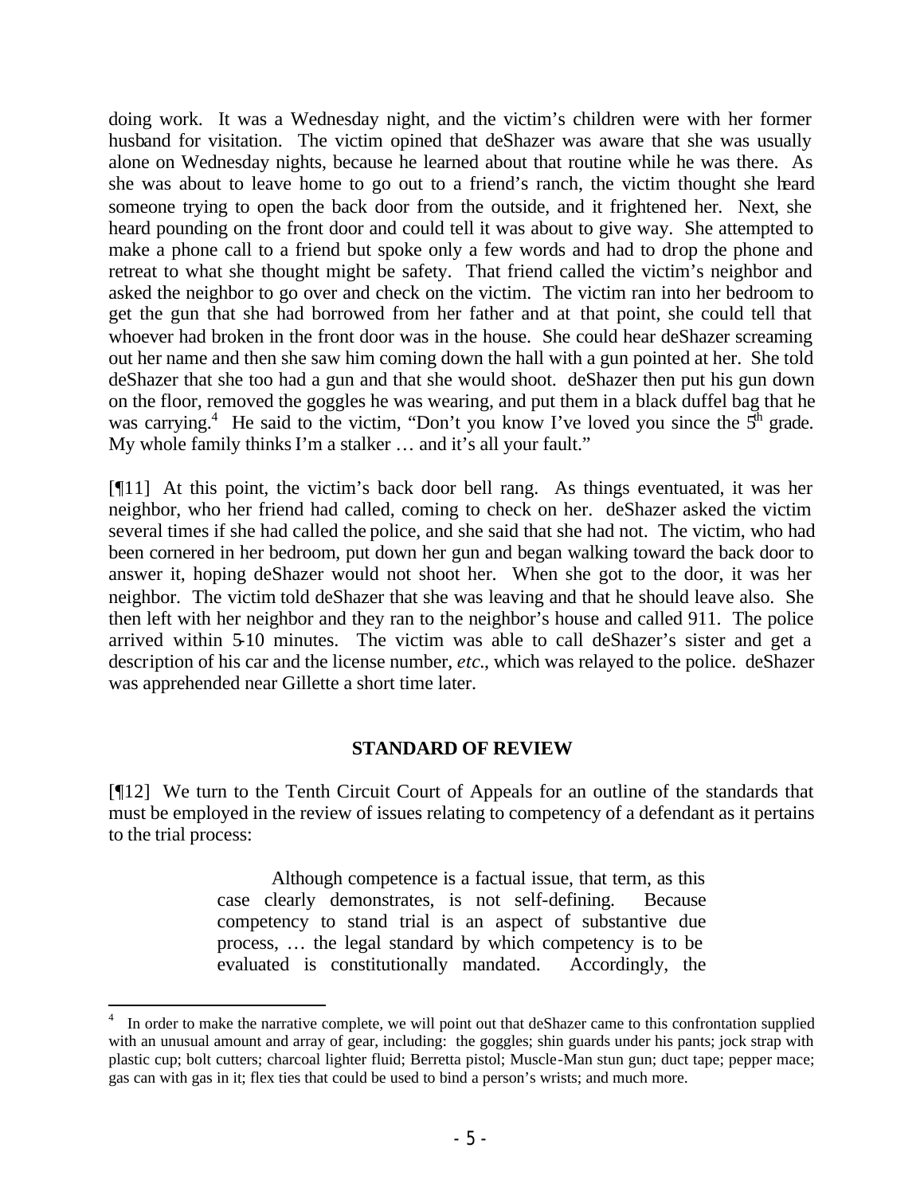doing work. It was a Wednesday night, and the victim's children were with her former husband for visitation. The victim opined that deShazer was aware that she was usually alone on Wednesday nights, because he learned about that routine while he was there. As she was about to leave home to go out to a friend's ranch, the victim thought she heard someone trying to open the back door from the outside, and it frightened her. Next, she heard pounding on the front door and could tell it was about to give way. She attempted to make a phone call to a friend but spoke only a few words and had to drop the phone and retreat to what she thought might be safety. That friend called the victim's neighbor and asked the neighbor to go over and check on the victim. The victim ran into her bedroom to get the gun that she had borrowed from her father and at that point, she could tell that whoever had broken in the front door was in the house. She could hear deShazer screaming out her name and then she saw him coming down the hall with a gun pointed at her. She told deShazer that she too had a gun and that she would shoot. deShazer then put his gun down on the floor, removed the goggles he was wearing, and put them in a black duffel bag that he was carrying.[4] He said to the victim, "Don't you know I've loved you since the 5th grade. My whole family thinks I'm a stalker … and it's all your fault."

[¶11] At this point, the victim's back door bell rang. As things eventuated, it was her neighbor, who her friend had called, coming to check on her. deShazer asked the victim several times if she had called the police, and she said that she had not. The victim, who had been cornered in her bedroom, put down her gun and began walking toward the back door to answer it, hoping deShazer would not shoot her. When she got to the door, it was her neighbor. The victim told deShazer that she was leaving and that he should leave also. She then left with her neighbor and they ran to the neighbor's house and called 911. The police arrived within 5-10 minutes. The victim was able to call deShazer's sister and get a description of his car and the license number, *etc.*, which was relayed to the police. deShazer was apprehended near Gillette a short time later.

## STANDARD OF REVIEW

[¶12] We turn to the Tenth Circuit Court of Appeals for an outline of the standards that must be employed in the review of issues relating to competency of a defendant as it pertains to the trial process:

> Although competence is a factual issue, that term, as this case clearly demonstrates, is not self-defining. Because competency to stand trial is an aspect of substantive due process, … the legal standard by which competency is to be evaluated is constitutionally mandated. Accordingly, the

---

[4] In order to make the narrative complete, we will point out that deShazer came to this confrontation supplied with an unusual amount and array of gear, including: the goggles; shin guards under his pants; jock strap with plastic cup; bolt cutters; charcoal lighter fluid; Berretta pistol; Muscle-Man stun gun; duct tape; pepper mace; gas can with gas in it; flex ties that could be used to bind a person's wrists; and much more.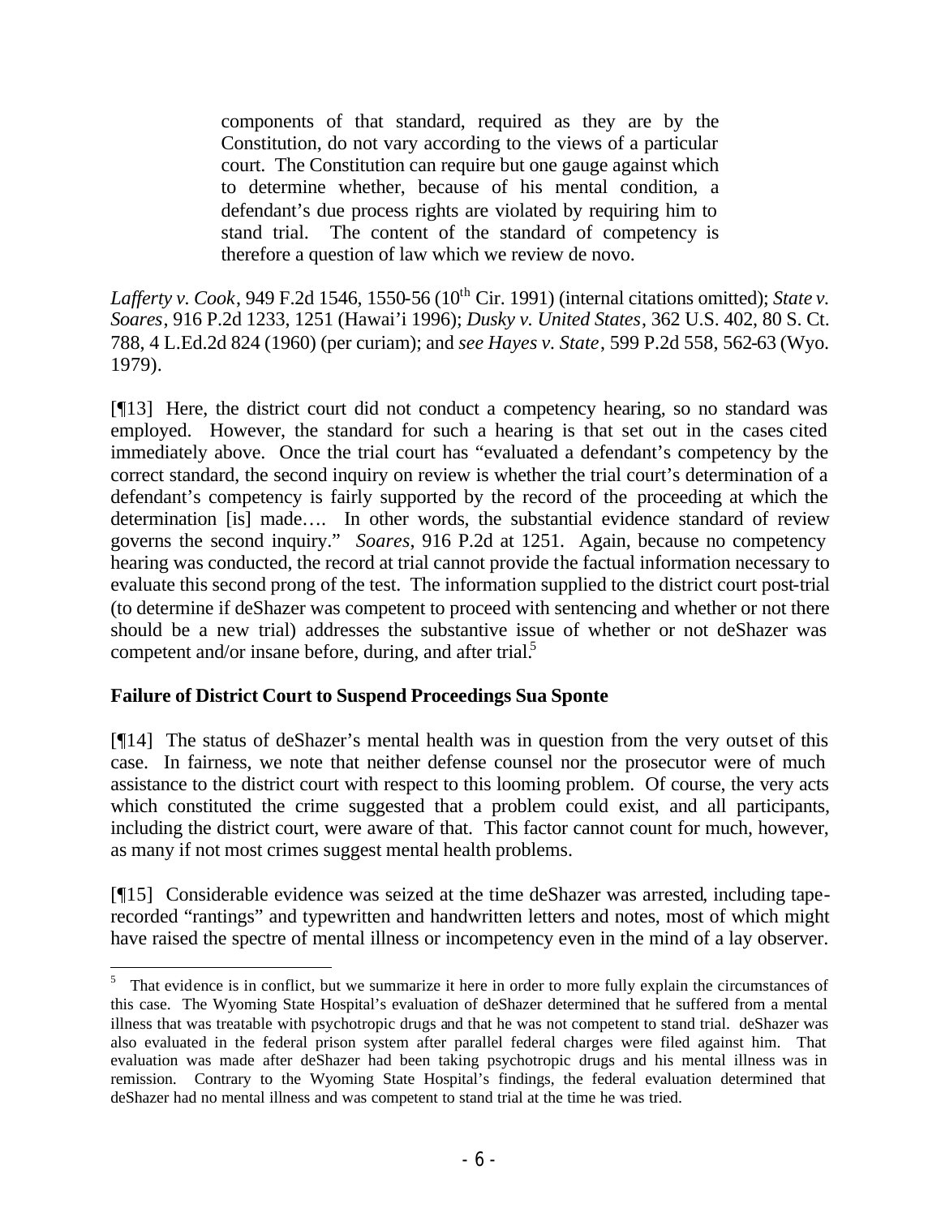> components of that standard, required as they are by the Constitution, do not vary according to the views of a particular court. The Constitution can require but one gauge against which to determine whether, because of his mental condition, a defendant's due process rights are violated by requiring him to stand trial. The content of the standard of competency is therefore a question of law which we review de novo.

*Lafferty v. Cook*, 949 F.2d 1546, 1550-56 (10th Cir. 1991) (internal citations omitted); *State v. Soares*, 916 P.2d 1233, 1251 (Hawai'i 1996); *Dusky v. United States*, 362 U.S. 402, 80 S. Ct. 788, 4 L.Ed.2d 824 (1960) (per curiam); and *see Hayes v. State*, 599 P.2d 558, 562-63 (Wyo. 1979).

[¶13] Here, the district court did not conduct a competency hearing, so no standard was employed. However, the standard for such a hearing is that set out in the cases cited immediately above. Once the trial court has "evaluated a defendant's competency by the correct standard, the second inquiry on review is whether the trial court's determination of a defendant's competency is fairly supported by the record of the proceeding at which the determination [is] made…. In other words, the substantial evidence standard of review governs the second inquiry." *Soares*, 916 P.2d at 1251. Again, because no competency hearing was conducted, the record at trial cannot provide the factual information necessary to evaluate this second prong of the test. The information supplied to the district court post-trial (to determine if deShazer was competent to proceed with sentencing and whether or not there should be a new trial) addresses the substantive issue of whether or not deShazer was competent and/or insane before, during, and after trial.[5]

**Failure of District Court to Suspend Proceedings Sua Sponte**

[¶14] The status of deShazer's mental health was in question from the very outset of this case. In fairness, we note that neither defense counsel nor the prosecutor were of much assistance to the district court with respect to this looming problem. Of course, the very acts which constituted the crime suggested that a problem could exist, and all participants, including the district court, were aware of that. This factor cannot count for much, however, as many if not most crimes suggest mental health problems.

[¶15] Considerable evidence was seized at the time deShazer was arrested, including tape-recorded "rantings" and typewritten and handwritten letters and notes, most of which might have raised the spectre of mental illness or incompetency even in the mind of a lay observer.

[5] That evidence is in conflict, but we summarize it here in order to more fully explain the circumstances of this case. The Wyoming State Hospital's evaluation of deShazer determined that he suffered from a mental illness that was treatable with psychotropic drugs and that he was not competent to stand trial. deShazer was also evaluated in the federal prison system after parallel federal charges were filed against him. That evaluation was made after deShazer had been taking psychotropic drugs and his mental illness was in remission. Contrary to the Wyoming State Hospital's findings, the federal evaluation determined that deShazer had no mental illness and was competent to stand trial at the time he was tried.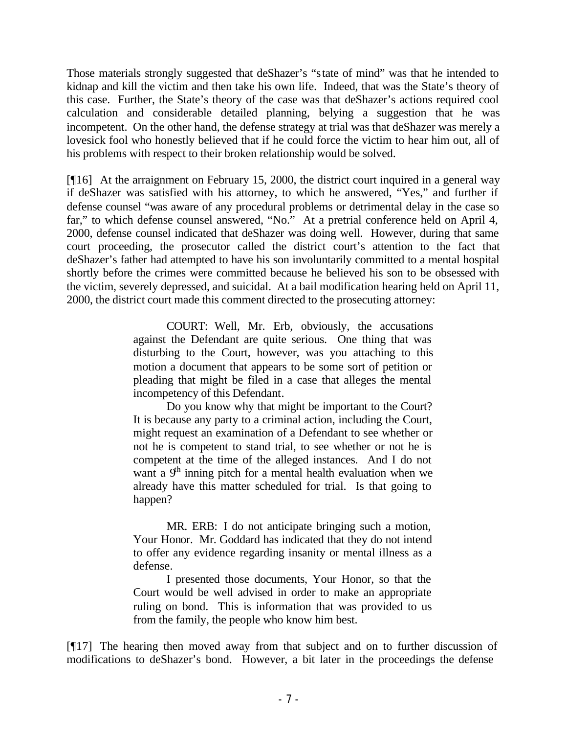Those materials strongly suggested that deShazer's "state of mind" was that he intended to kidnap and kill the victim and then take his own life. Indeed, that was the State's theory of this case. Further, the State's theory of the case was that deShazer's actions required cool calculation and considerable detailed planning, belying a suggestion that he was incompetent. On the other hand, the defense strategy at trial was that deShazer was merely a lovesick fool who honestly believed that if he could force the victim to hear him out, all of his problems with respect to their broken relationship would be solved.

[¶16] At the arraignment on February 15, 2000, the district court inquired in a general way if deShazer was satisfied with his attorney, to which he answered, "Yes," and further if defense counsel "was aware of any procedural problems or detrimental delay in the case so far," to which defense counsel answered, "No." At a pretrial conference held on April 4, 2000, defense counsel indicated that deShazer was doing well. However, during that same court proceeding, the prosecutor called the district court's attention to the fact that deShazer's father had attempted to have his son involuntarily committed to a mental hospital shortly before the crimes were committed because he believed his son to be obsessed with the victim, severely depressed, and suicidal. At a bail modification hearing held on April 11, 2000, the district court made this comment directed to the prosecuting attorney:

> COURT: Well, Mr. Erb, obviously, the accusations against the Defendant are quite serious. One thing that was disturbing to the Court, however, was you attaching to this motion a document that appears to be some sort of petition or pleading that might be filed in a case that alleges the mental incompetency of this Defendant.
>
> Do you know why that might be important to the Court? It is because any party to a criminal action, including the Court, might request an examination of a Defendant to see whether or not he is competent to stand trial, to see whether or not he is competent at the time of the alleged instances. And I do not want a 9th inning pitch for a mental health evaluation when we already have this matter scheduled for trial. Is that going to happen?
>
> MR. ERB: I do not anticipate bringing such a motion, Your Honor. Mr. Goddard has indicated that they do not intend to offer any evidence regarding insanity or mental illness as a defense.
>
> I presented those documents, Your Honor, so that the Court would be well advised in order to make an appropriate ruling on bond. This is information that was provided to us from the family, the people who know him best.

[¶17] The hearing then moved away from that subject and on to further discussion of modifications to deShazer's bond. However, a bit later in the proceedings the defense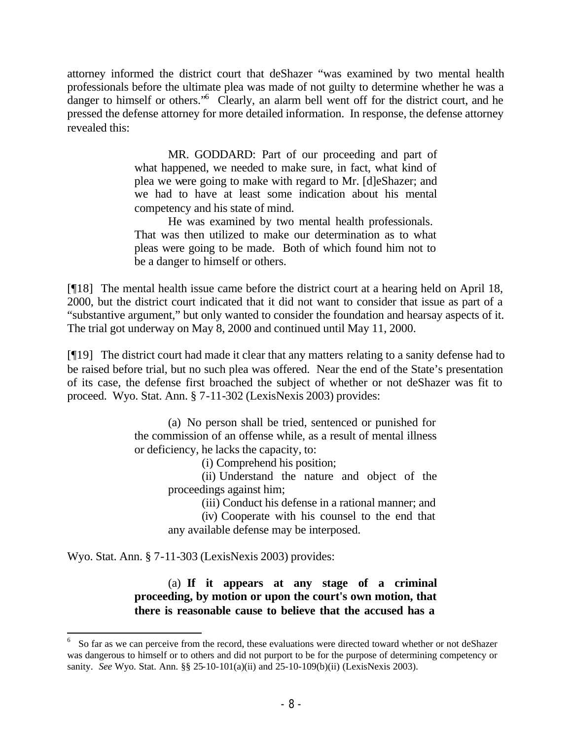attorney informed the district court that deShazer "was examined by two mental health professionals before the ultimate plea was made of not guilty to determine whether he was a danger to himself or others."[6] Clearly, an alarm bell went off for the district court, and he pressed the defense attorney for more detailed information. In response, the defense attorney revealed this:

> MR. GODDARD: Part of our proceeding and part of what happened, we needed to make sure, in fact, what kind of plea we were going to make with regard to Mr. [d]eShazer; and we had to have at least some indication about his mental competency and his state of mind.
>
> He was examined by two mental health professionals. That was then utilized to make our determination as to what pleas were going to be made. Both of which found him not to be a danger to himself or others.

[¶18] The mental health issue came before the district court at a hearing held on April 18, 2000, but the district court indicated that it did not want to consider that issue as part of a "substantive argument," but only wanted to consider the foundation and hearsay aspects of it. The trial got underway on May 8, 2000 and continued until May 11, 2000.

[¶19] The district court had made it clear that any matters relating to a sanity defense had to be raised before trial, but no such plea was offered. Near the end of the State's presentation of its case, the defense first broached the subject of whether or not deShazer was fit to proceed. Wyo. Stat. Ann. § 7-11-302 (LexisNexis 2003) provides:

> (a) No person shall be tried, sentenced or punished for the commission of an offense while, as a result of mental illness or deficiency, he lacks the capacity, to:
>
> (i) Comprehend his position;
>
> (ii) Understand the nature and object of the proceedings against him;
>
> (iii) Conduct his defense in a rational manner; and
>
> (iv) Cooperate with his counsel to the end that any available defense may be interposed.

Wyo. Stat. Ann. § 7-11-303 (LexisNexis 2003) provides:

> (a) **If it appears at any stage of a criminal proceeding, by motion or upon the court's own motion, that there is reasonable cause to believe that the accused has a**

---

[6] So far as we can perceive from the record, these evaluations were directed toward whether or not deShazer was dangerous to himself or to others and did not purport to be for the purpose of determining competency or sanity. *See* Wyo. Stat. Ann. §§ 25-10-101(a)(ii) and 25-10-109(b)(ii) (LexisNexis 2003).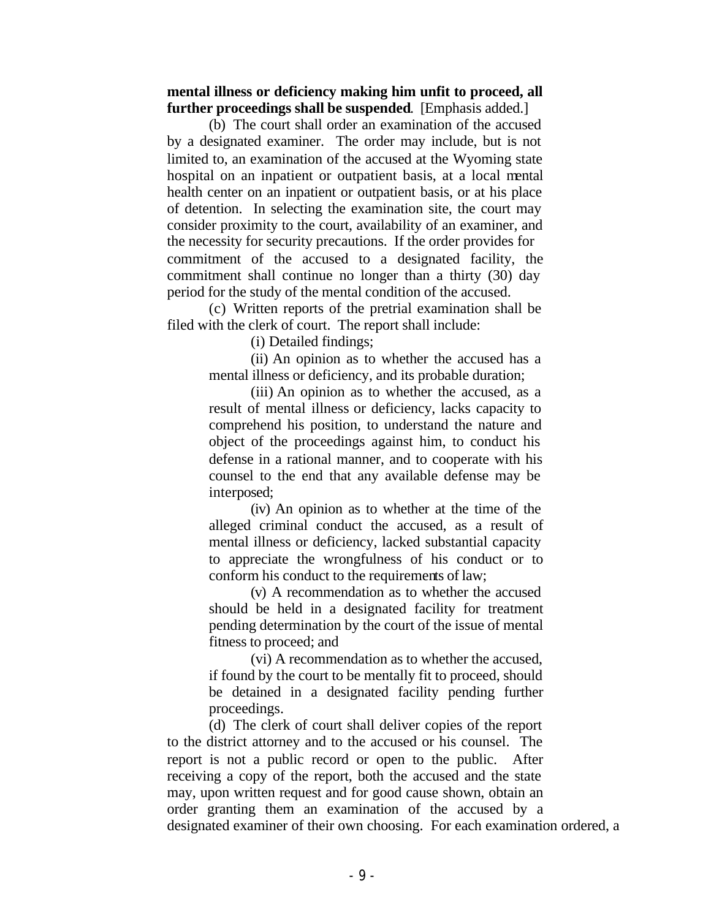**mental illness or deficiency making him unfit to proceed, all further proceedings shall be suspended**. [Emphasis added.]

(b) The court shall order an examination of the accused by a designated examiner. The order may include, but is not limited to, an examination of the accused at the Wyoming state hospital on an inpatient or outpatient basis, at a local mental health center on an inpatient or outpatient basis, or at his place of detention. In selecting the examination site, the court may consider proximity to the court, availability of an examiner, and the necessity for security precautions. If the order provides for commitment of the accused to a designated facility, the commitment shall continue no longer than a thirty (30) day period for the study of the mental condition of the accused.

(c) Written reports of the pretrial examination shall be filed with the clerk of court. The report shall include:

(i) Detailed findings;

(ii) An opinion as to whether the accused has a mental illness or deficiency, and its probable duration;

(iii) An opinion as to whether the accused, as a result of mental illness or deficiency, lacks capacity to comprehend his position, to understand the nature and object of the proceedings against him, to conduct his defense in a rational manner, and to cooperate with his counsel to the end that any available defense may be interposed;

(iv) An opinion as to whether at the time of the alleged criminal conduct the accused, as a result of mental illness or deficiency, lacked substantial capacity to appreciate the wrongfulness of his conduct or to conform his conduct to the requirements of law;

(v) A recommendation as to whether the accused should be held in a designated facility for treatment pending determination by the court of the issue of mental fitness to proceed; and

(vi) A recommendation as to whether the accused, if found by the court to be mentally fit to proceed, should be detained in a designated facility pending further proceedings.

(d) The clerk of court shall deliver copies of the report to the district attorney and to the accused or his counsel. The report is not a public record or open to the public. After receiving a copy of the report, both the accused and the state may, upon written request and for good cause shown, obtain an order granting them an examination of the accused by a designated examiner of their own choosing. For each examination ordered, a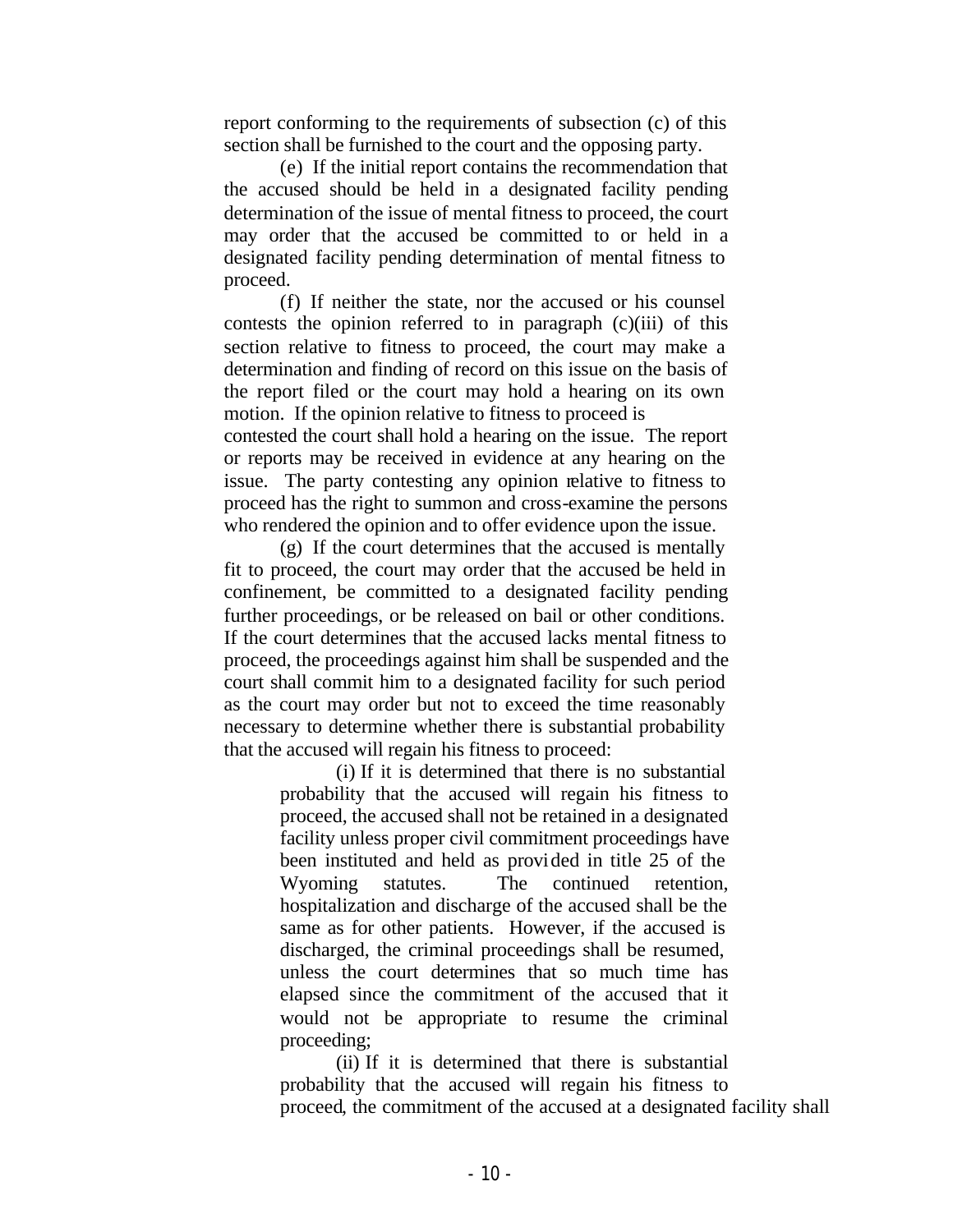report conforming to the requirements of subsection (c) of this section shall be furnished to the court and the opposing party.

(e) If the initial report contains the recommendation that the accused should be held in a designated facility pending determination of the issue of mental fitness to proceed, the court may order that the accused be committed to or held in a designated facility pending determination of mental fitness to proceed.

(f) If neither the state, nor the accused or his counsel contests the opinion referred to in paragraph (c)(iii) of this section relative to fitness to proceed, the court may make a determination and finding of record on this issue on the basis of the report filed or the court may hold a hearing on its own motion. If the opinion relative to fitness to proceed is contested the court shall hold a hearing on the issue. The report or reports may be received in evidence at any hearing on the issue. The party contesting any opinion relative to fitness to proceed has the right to summon and cross-examine the persons who rendered the opinion and to offer evidence upon the issue.

(g) If the court determines that the accused is mentally fit to proceed, the court may order that the accused be held in confinement, be committed to a designated facility pending further proceedings, or be released on bail or other conditions. If the court determines that the accused lacks mental fitness to proceed, the proceedings against him shall be suspended and the court shall commit him to a designated facility for such period as the court may order but not to exceed the time reasonably necessary to determine whether there is substantial probability that the accused will regain his fitness to proceed:

> (i) If it is determined that there is no substantial probability that the accused will regain his fitness to proceed, the accused shall not be retained in a designated facility unless proper civil commitment proceedings have been instituted and held as provided in title 25 of the Wyoming statutes. The continued retention, hospitalization and discharge of the accused shall be the same as for other patients. However, if the accused is discharged, the criminal proceedings shall be resumed, unless the court determines that so much time has elapsed since the commitment of the accused that it would not be appropriate to resume the criminal proceeding;
>
> (ii) If it is determined that there is substantial probability that the accused will regain his fitness to proceed, the commitment of the accused at a designated facility shall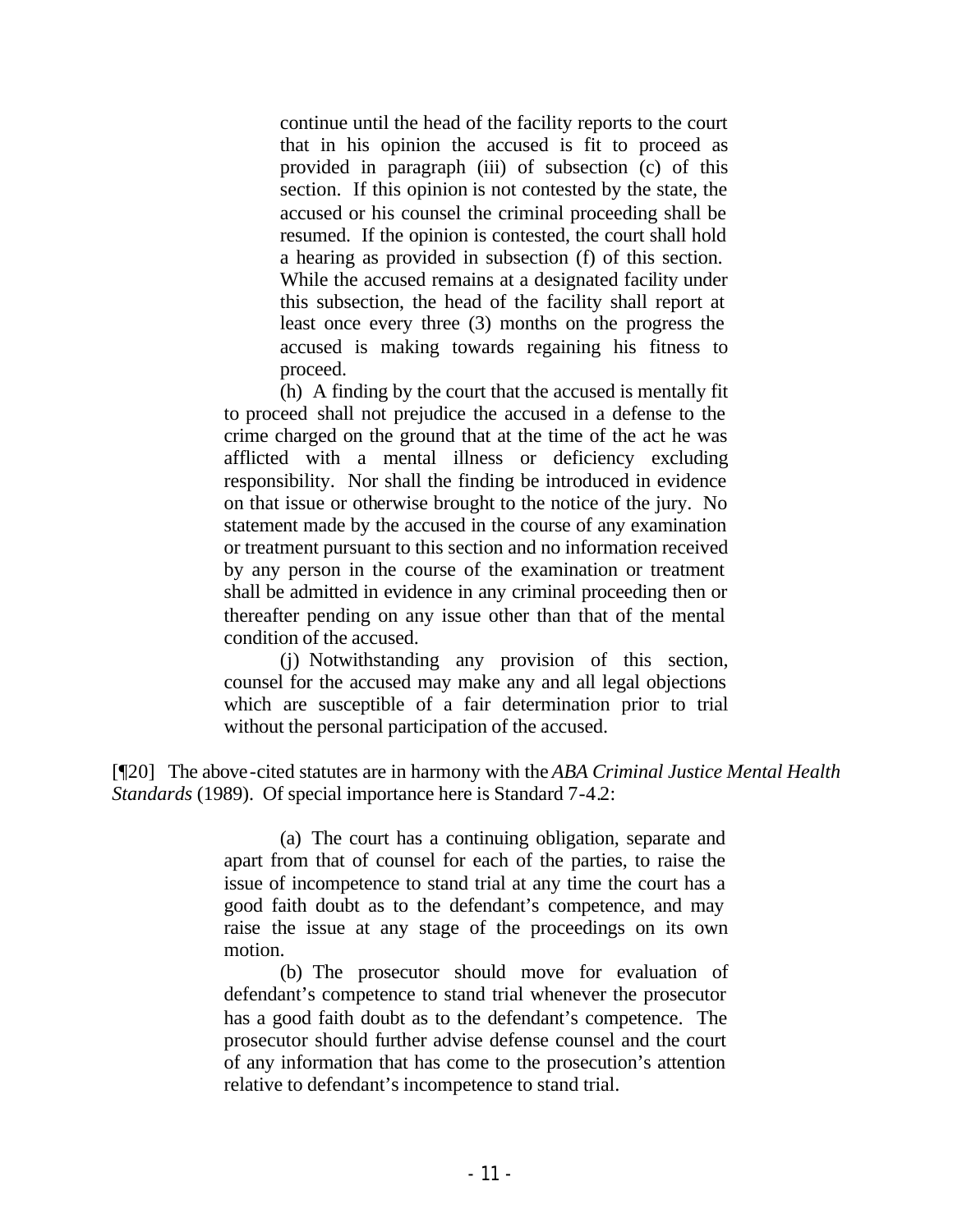> continue until the head of the facility reports to the court that in his opinion the accused is fit to proceed as provided in paragraph (iii) of subsection (c) of this section. If this opinion is not contested by the state, the accused or his counsel the criminal proceeding shall be resumed. If the opinion is contested, the court shall hold a hearing as provided in subsection (f) of this section. While the accused remains at a designated facility under this subsection, the head of the facility shall report at least once every three (3) months on the progress the accused is making towards regaining his fitness to proceed.
>
> (h) A finding by the court that the accused is mentally fit to proceed shall not prejudice the accused in a defense to the crime charged on the ground that at the time of the act he was afflicted with a mental illness or deficiency excluding responsibility. Nor shall the finding be introduced in evidence on that issue or otherwise brought to the notice of the jury. No statement made by the accused in the course of any examination or treatment pursuant to this section and no information received by any person in the course of the examination or treatment shall be admitted in evidence in any criminal proceeding then or thereafter pending on any issue other than that of the mental condition of the accused.
>
> (j) Notwithstanding any provision of this section, counsel for the accused may make any and all legal objections which are susceptible of a fair determination prior to trial without the personal participation of the accused.

[¶20] The above-cited statutes are in harmony with the *ABA Criminal Justice Mental Health Standards* (1989). Of special importance here is Standard 7-4.2:

> (a) The court has a continuing obligation, separate and apart from that of counsel for each of the parties, to raise the issue of incompetence to stand trial at any time the court has a good faith doubt as to the defendant's competence, and may raise the issue at any stage of the proceedings on its own motion.
>
> (b) The prosecutor should move for evaluation of defendant's competence to stand trial whenever the prosecutor has a good faith doubt as to the defendant's competence. The prosecutor should further advise defense counsel and the court of any information that has come to the prosecution's attention relative to defendant's incompetence to stand trial.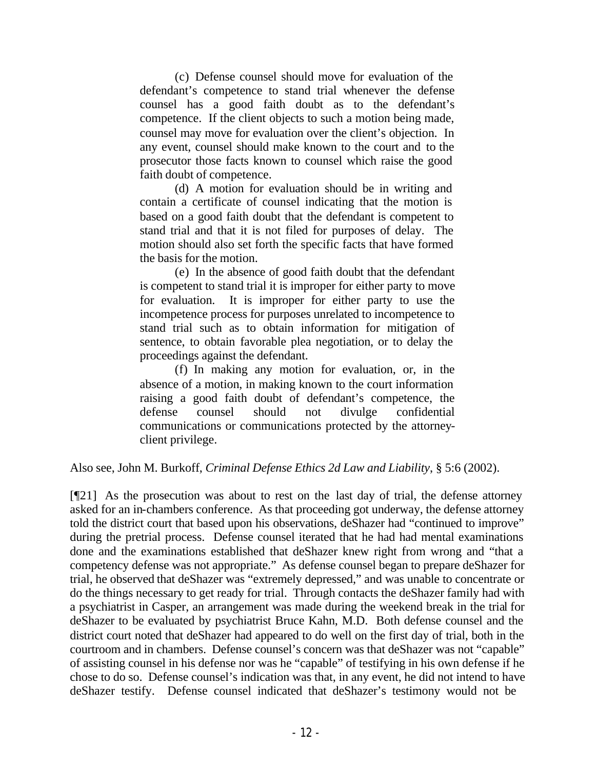(c) Defense counsel should move for evaluation of the defendant's competence to stand trial whenever the defense counsel has a good faith doubt as to the defendant's competence. If the client objects to such a motion being made, counsel may move for evaluation over the client's objection. In any event, counsel should make known to the court and to the prosecutor those facts known to counsel which raise the good faith doubt of competence.

> (d) A motion for evaluation should be in writing and contain a certificate of counsel indicating that the motion is based on a good faith doubt that the defendant is competent to stand trial and that it is not filed for purposes of delay. The motion should also set forth the specific facts that have formed the basis for the motion.
>
> (e) In the absence of good faith doubt that the defendant is competent to stand trial it is improper for either party to move for evaluation. It is improper for either party to use the incompetence process for purposes unrelated to incompetence to stand trial such as to obtain information for mitigation of sentence, to obtain favorable plea negotiation, or to delay the proceedings against the defendant.
>
> (f) In making any motion for evaluation, or, in the absence of a motion, in making known to the court information raising a good faith doubt of defendant's competence, the defense counsel should not divulge confidential communications or communications protected by the attorney-client privilege.

Also see, John M. Burkoff, *Criminal Defense Ethics 2d Law and Liability*, § 5:6 (2002).

[¶21] As the prosecution was about to rest on the last day of trial, the defense attorney asked for an in-chambers conference. As that proceeding got underway, the defense attorney told the district court that based upon his observations, deShazer had "continued to improve" during the pretrial process. Defense counsel iterated that he had had mental examinations done and the examinations established that deShazer knew right from wrong and "that a competency defense was not appropriate." As defense counsel began to prepare deShazer for trial, he observed that deShazer was "extremely depressed," and was unable to concentrate or do the things necessary to get ready for trial. Through contacts the deShazer family had with a psychiatrist in Casper, an arrangement was made during the weekend break in the trial for deShazer to be evaluated by psychiatrist Bruce Kahn, M.D. Both defense counsel and the district court noted that deShazer had appeared to do well on the first day of trial, both in the courtroom and in chambers. Defense counsel's concern was that deShazer was not "capable" of assisting counsel in his defense nor was he "capable" of testifying in his own defense if he chose to do so. Defense counsel's indication was that, in any event, he did not intend to have deShazer testify. Defense counsel indicated that deShazer's testimony would not be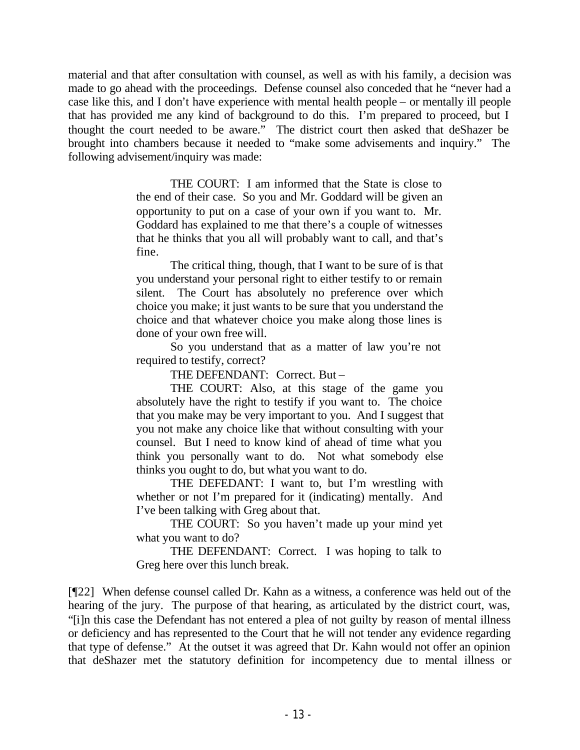material and that after consultation with counsel, as well as with his family, a decision was made to go ahead with the proceedings. Defense counsel also conceded that he "never had a case like this, and I don't have experience with mental health people – or mentally ill people that has provided me any kind of background to do this. I'm prepared to proceed, but I thought the court needed to be aware." The district court then asked that deShazer be brought into chambers because it needed to "make some advisements and inquiry." The following advisement/inquiry was made:

> THE COURT: I am informed that the State is close to the end of their case. So you and Mr. Goddard will be given an opportunity to put on a case of your own if you want to. Mr. Goddard has explained to me that there's a couple of witnesses that he thinks that you all will probably want to call, and that's fine.
>
> The critical thing, though, that I want to be sure of is that you understand your personal right to either testify to or remain silent. The Court has absolutely no preference over which choice you make; it just wants to be sure that you understand the choice and that whatever choice you make along those lines is done of your own free will.
>
> So you understand that as a matter of law you're not required to testify, correct?
>
> THE DEFENDANT: Correct. But –
>
> THE COURT: Also, at this stage of the game you absolutely have the right to testify if you want to. The choice that you make may be very important to you. And I suggest that you not make any choice like that without consulting with your counsel. But I need to know kind of ahead of time what you think you personally want to do. Not what somebody else thinks you ought to do, but what you want to do.
>
> THE DEFEDANT: I want to, but I'm wrestling with whether or not I'm prepared for it (indicating) mentally. And I've been talking with Greg about that.
>
> THE COURT: So you haven't made up your mind yet what you want to do?
>
> THE DEFENDANT: Correct. I was hoping to talk to Greg here over this lunch break.

[¶22] When defense counsel called Dr. Kahn as a witness, a conference was held out of the hearing of the jury. The purpose of that hearing, as articulated by the district court, was, "[i]n this case the Defendant has not entered a plea of not guilty by reason of mental illness or deficiency and has represented to the Court that he will not tender any evidence regarding that type of defense." At the outset it was agreed that Dr. Kahn would not offer an opinion that deShazer met the statutory definition for incompetency due to mental illness or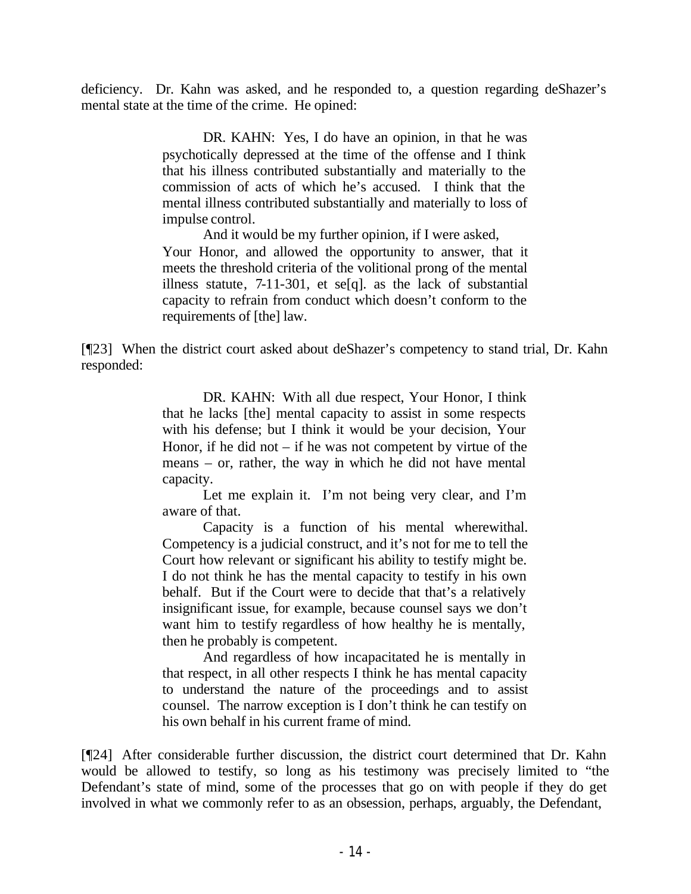deficiency. Dr. Kahn was asked, and he responded to, a question regarding deShazer's mental state at the time of the crime. He opined:

> DR. KAHN: Yes, I do have an opinion, in that he was psychotically depressed at the time of the offense and I think that his illness contributed substantially and materially to the commission of acts of which he's accused. I think that the mental illness contributed substantially and materially to loss of impulse control.
>
> And it would be my further opinion, if I were asked, Your Honor, and allowed the opportunity to answer, that it meets the threshold criteria of the volitional prong of the mental illness statute, 7-11-301, et se[q]. as the lack of substantial capacity to refrain from conduct which doesn't conform to the requirements of [the] law.

[¶23] When the district court asked about deShazer's competency to stand trial, Dr. Kahn responded:

> DR. KAHN: With all due respect, Your Honor, I think that he lacks [the] mental capacity to assist in some respects with his defense; but I think it would be your decision, Your Honor, if he did not – if he was not competent by virtue of the means – or, rather, the way in which he did not have mental capacity.
>
> Let me explain it. I'm not being very clear, and I'm aware of that.
>
> Capacity is a function of his mental wherewithal. Competency is a judicial construct, and it's not for me to tell the Court how relevant or significant his ability to testify might be. I do not think he has the mental capacity to testify in his own behalf. But if the Court were to decide that that's a relatively insignificant issue, for example, because counsel says we don't want him to testify regardless of how healthy he is mentally, then he probably is competent.
>
> And regardless of how incapacitated he is mentally in that respect, in all other respects I think he has mental capacity to understand the nature of the proceedings and to assist counsel. The narrow exception is I don't think he can testify on his own behalf in his current frame of mind.

[¶24] After considerable further discussion, the district court determined that Dr. Kahn would be allowed to testify, so long as his testimony was precisely limited to "the Defendant's state of mind, some of the processes that go on with people if they do get involved in what we commonly refer to as an obsession, perhaps, arguably, the Defendant,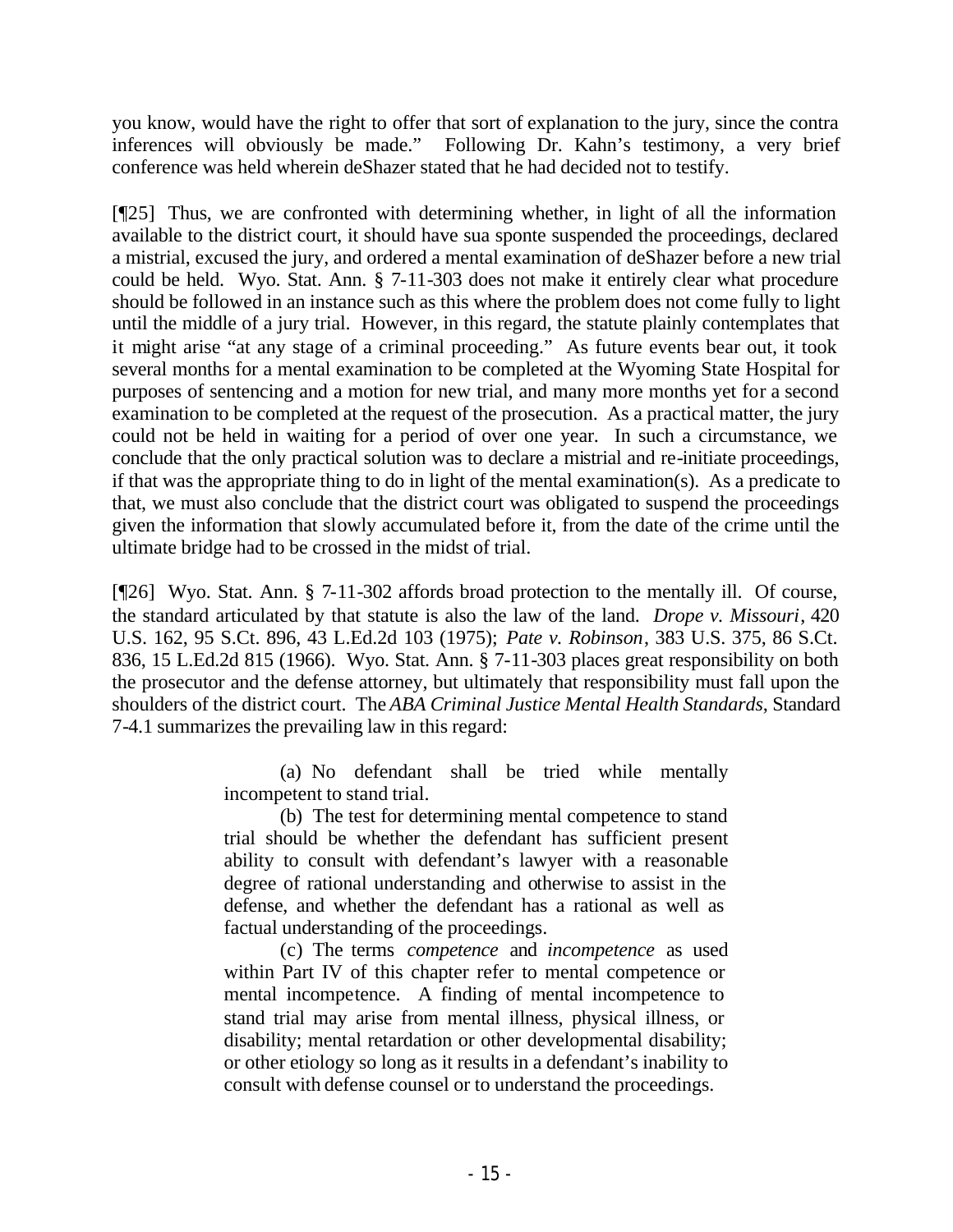you know, would have the right to offer that sort of explanation to the jury, since the contra inferences will obviously be made." Following Dr. Kahn's testimony, a very brief conference was held wherein deShazer stated that he had decided not to testify.

[¶25] Thus, we are confronted with determining whether, in light of all the information available to the district court, it should have sua sponte suspended the proceedings, declared a mistrial, excused the jury, and ordered a mental examination of deShazer before a new trial could be held. Wyo. Stat. Ann. § 7-11-303 does not make it entirely clear what procedure should be followed in an instance such as this where the problem does not come fully to light until the middle of a jury trial. However, in this regard, the statute plainly contemplates that it might arise "at any stage of a criminal proceeding." As future events bear out, it took several months for a mental examination to be completed at the Wyoming State Hospital for purposes of sentencing and a motion for new trial, and many more months yet for a second examination to be completed at the request of the prosecution. As a practical matter, the jury could not be held in waiting for a period of over one year. In such a circumstance, we conclude that the only practical solution was to declare a mistrial and re-initiate proceedings, if that was the appropriate thing to do in light of the mental examination(s). As a predicate to that, we must also conclude that the district court was obligated to suspend the proceedings given the information that slowly accumulated before it, from the date of the crime until the ultimate bridge had to be crossed in the midst of trial.

[¶26] Wyo. Stat. Ann. § 7-11-302 affords broad protection to the mentally ill. Of course, the standard articulated by that statute is also the law of the land. *Drope v. Missouri*, 420 U.S. 162, 95 S.Ct. 896, 43 L.Ed.2d 103 (1975); *Pate v. Robinson*, 383 U.S. 375, 86 S.Ct. 836, 15 L.Ed.2d 815 (1966). Wyo. Stat. Ann. § 7-11-303 places great responsibility on both the prosecutor and the defense attorney, but ultimately that responsibility must fall upon the shoulders of the district court. The *ABA Criminal Justice Mental Health Standards*, Standard 7-4.1 summarizes the prevailing law in this regard:

> (a) No defendant shall be tried while mentally incompetent to stand trial.
>
> (b) The test for determining mental competence to stand trial should be whether the defendant has sufficient present ability to consult with defendant's lawyer with a reasonable degree of rational understanding and otherwise to assist in the defense, and whether the defendant has a rational as well as factual understanding of the proceedings.
>
> (c) The terms *competence* and *incompetence* as used within Part IV of this chapter refer to mental competence or mental incompetence. A finding of mental incompetence to stand trial may arise from mental illness, physical illness, or disability; mental retardation or other developmental disability; or other etiology so long as it results in a defendant's inability to consult with defense counsel or to understand the proceedings.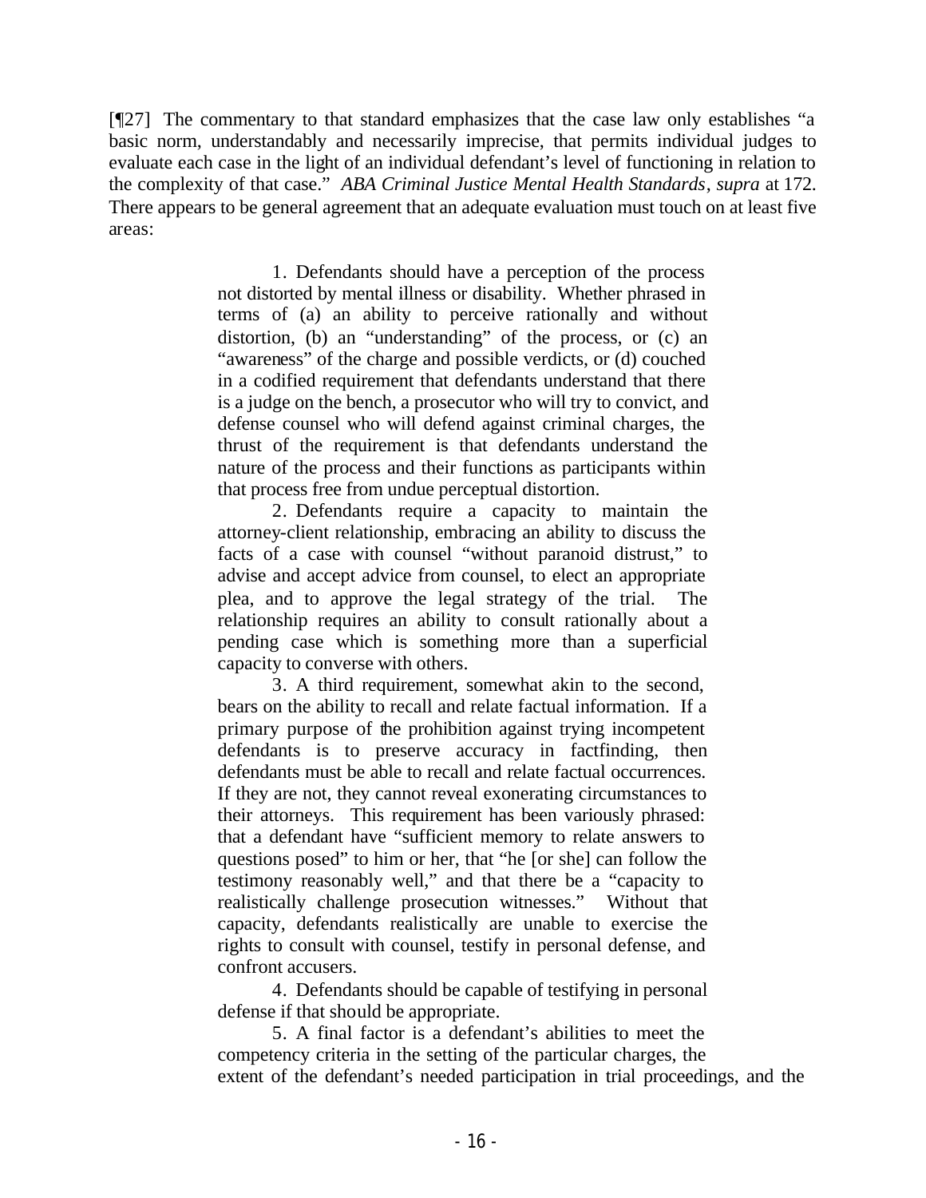[¶27] The commentary to that standard emphasizes that the case law only establishes "a basic norm, understandably and necessarily imprecise, that permits individual judges to evaluate each case in the light of an individual defendant's level of functioning in relation to the complexity of that case." *ABA Criminal Justice Mental Health Standards*, *supra* at 172. There appears to be general agreement that an adequate evaluation must touch on at least five areas:

> 1. Defendants should have a perception of the process not distorted by mental illness or disability. Whether phrased in terms of (a) an ability to perceive rationally and without distortion, (b) an "understanding" of the process, or (c) an "awareness" of the charge and possible verdicts, or (d) couched in a codified requirement that defendants understand that there is a judge on the bench, a prosecutor who will try to convict, and defense counsel who will defend against criminal charges, the thrust of the requirement is that defendants understand the nature of the process and their functions as participants within that process free from undue perceptual distortion.
>
> 2. Defendants require a capacity to maintain the attorney-client relationship, embracing an ability to discuss the facts of a case with counsel "without paranoid distrust," to advise and accept advice from counsel, to elect an appropriate plea, and to approve the legal strategy of the trial. The relationship requires an ability to consult rationally about a pending case which is something more than a superficial capacity to converse with others.
>
> 3. A third requirement, somewhat akin to the second, bears on the ability to recall and relate factual information. If a primary purpose of the prohibition against trying incompetent defendants is to preserve accuracy in factfinding, then defendants must be able to recall and relate factual occurrences. If they are not, they cannot reveal exonerating circumstances to their attorneys. This requirement has been variously phrased: that a defendant have "sufficient memory to relate answers to questions posed" to him or her, that "he [or she] can follow the testimony reasonably well," and that there be a "capacity to realistically challenge prosecution witnesses." Without that capacity, defendants realistically are unable to exercise the rights to consult with counsel, testify in personal defense, and confront accusers.
>
> 4. Defendants should be capable of testifying in personal defense if that should be appropriate.
>
> 5. A final factor is a defendant's abilities to meet the competency criteria in the setting of the particular charges, the extent of the defendant's needed participation in trial proceedings, and the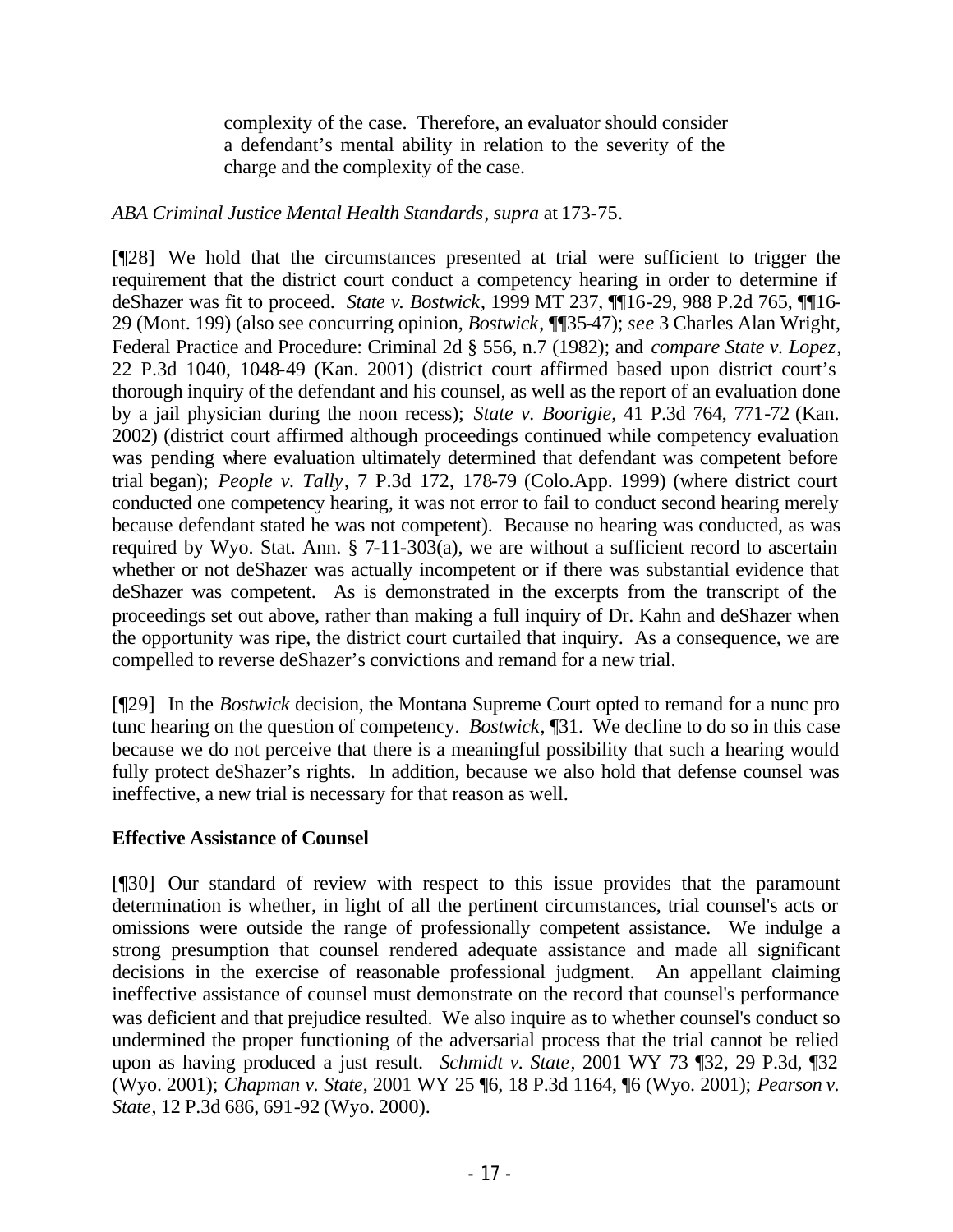> complexity of the case. Therefore, an evaluator should consider a defendant's mental ability in relation to the severity of the charge and the complexity of the case.

*ABA Criminal Justice Mental Health Standards*, *supra* at 173-75.

[¶28] We hold that the circumstances presented at trial were sufficient to trigger the requirement that the district court conduct a competency hearing in order to determine if deShazer was fit to proceed. *State v. Bostwick*, 1999 MT 237, ¶¶16-29, 988 P.2d 765, ¶¶16-29 (Mont. 199) (also see concurring opinion, *Bostwick*, ¶¶35-47); *see* 3 Charles Alan Wright, Federal Practice and Procedure: Criminal 2d § 556, n.7 (1982); and *compare State v. Lopez*, 22 P.3d 1040, 1048-49 (Kan. 2001) (district court affirmed based upon district court's thorough inquiry of the defendant and his counsel, as well as the report of an evaluation done by a jail physician during the noon recess); *State v. Boorigie*, 41 P.3d 764, 771-72 (Kan. 2002) (district court affirmed although proceedings continued while competency evaluation was pending where evaluation ultimately determined that defendant was competent before trial began); *People v. Tally*, 7 P.3d 172, 178-79 (Colo.App. 1999) (where district court conducted one competency hearing, it was not error to fail to conduct second hearing merely because defendant stated he was not competent). Because no hearing was conducted, as was required by Wyo. Stat. Ann. § 7-11-303(a), we are without a sufficient record to ascertain whether or not deShazer was actually incompetent or if there was substantial evidence that deShazer was competent. As is demonstrated in the excerpts from the transcript of the proceedings set out above, rather than making a full inquiry of Dr. Kahn and deShazer when the opportunity was ripe, the district court curtailed that inquiry. As a consequence, we are compelled to reverse deShazer's convictions and remand for a new trial.

[¶29] In the *Bostwick* decision, the Montana Supreme Court opted to remand for a nunc pro tunc hearing on the question of competency. *Bostwick*, ¶31. We decline to do so in this case because we do not perceive that there is a meaningful possibility that such a hearing would fully protect deShazer's rights. In addition, because we also hold that defense counsel was ineffective, a new trial is necessary for that reason as well.

**Effective Assistance of Counsel**

[¶30] Our standard of review with respect to this issue provides that the paramount determination is whether, in light of all the pertinent circumstances, trial counsel's acts or omissions were outside the range of professionally competent assistance. We indulge a strong presumption that counsel rendered adequate assistance and made all significant decisions in the exercise of reasonable professional judgment. An appellant claiming ineffective assistance of counsel must demonstrate on the record that counsel's performance was deficient and that prejudice resulted. We also inquire as to whether counsel's conduct so undermined the proper functioning of the adversarial process that the trial cannot be relied upon as having produced a just result. *Schmidt v. State*, 2001 WY 73 ¶32, 29 P.3d, ¶32 (Wyo. 2001); *Chapman v. State*, 2001 WY 25 ¶6, 18 P.3d 1164, ¶6 (Wyo. 2001); *Pearson v. State*, 12 P.3d 686, 691-92 (Wyo. 2000).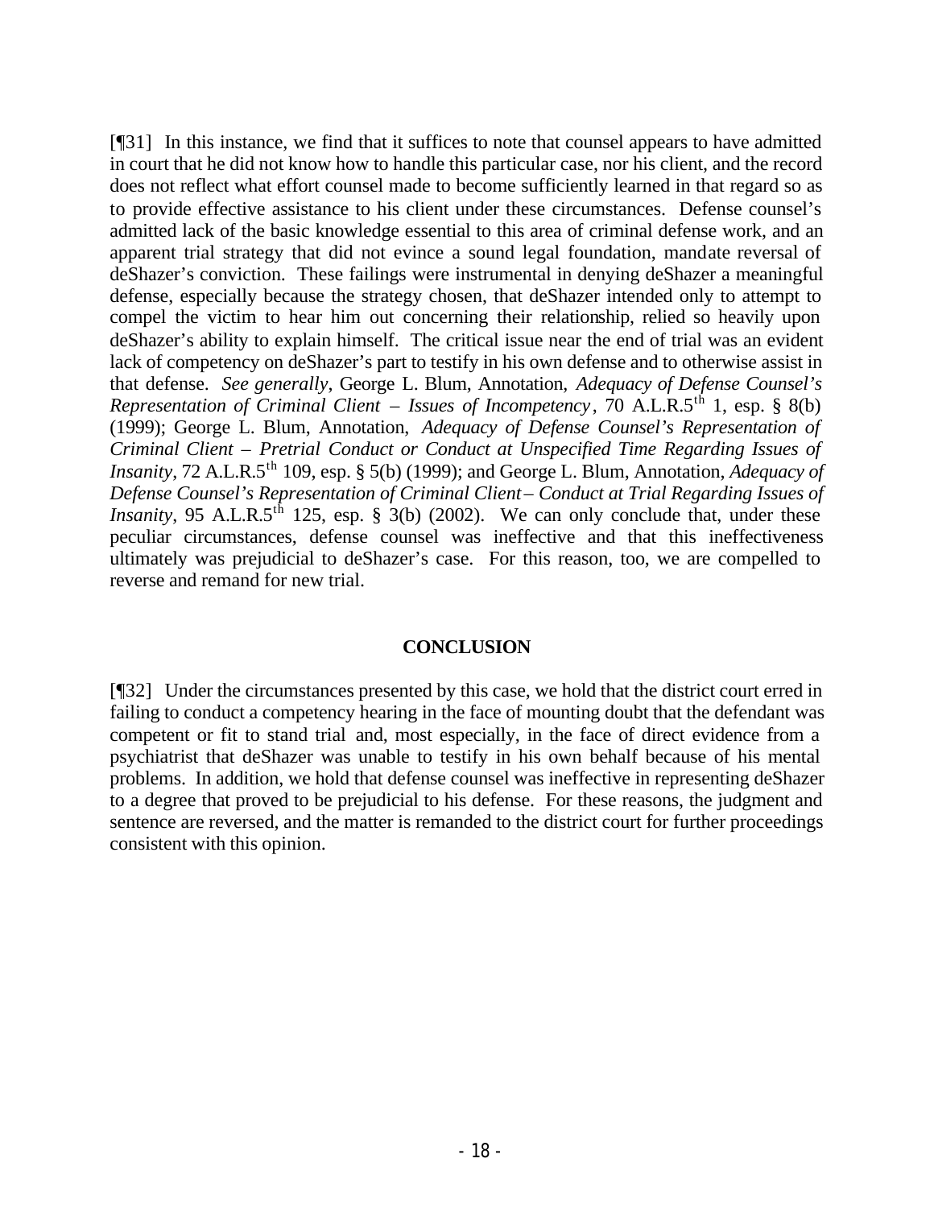[¶31] In this instance, we find that it suffices to note that counsel appears to have admitted in court that he did not know how to handle this particular case, nor his client, and the record does not reflect what effort counsel made to become sufficiently learned in that regard so as to provide effective assistance to his client under these circumstances. Defense counsel's admitted lack of the basic knowledge essential to this area of criminal defense work, and an apparent trial strategy that did not evince a sound legal foundation, mandate reversal of deShazer's conviction. These failings were instrumental in denying deShazer a meaningful defense, especially because the strategy chosen, that deShazer intended only to attempt to compel the victim to hear him out concerning their relationship, relied so heavily upon deShazer's ability to explain himself. The critical issue near the end of trial was an evident lack of competency on deShazer's part to testify in his own defense and to otherwise assist in that defense. *See generally*, George L. Blum, Annotation, *Adequacy of Defense Counsel's Representation of Criminal Client – Issues of Incompetency*, 70 A.L.R.5th 1, esp. § 8(b) (1999); George L. Blum, Annotation, *Adequacy of Defense Counsel's Representation of Criminal Client – Pretrial Conduct or Conduct at Unspecified Time Regarding Issues of Insanity*, 72 A.L.R.5th 109, esp. § 5(b) (1999); and George L. Blum, Annotation, *Adequacy of Defense Counsel's Representation of Criminal Client – Conduct at Trial Regarding Issues of Insanity*, 95 A.L.R.5th 125, esp. § 3(b) (2002). We can only conclude that, under these peculiar circumstances, defense counsel was ineffective and that this ineffectiveness ultimately was prejudicial to deShazer's case. For this reason, too, we are compelled to reverse and remand for new trial.

## CONCLUSION

[¶32] Under the circumstances presented by this case, we hold that the district court erred in failing to conduct a competency hearing in the face of mounting doubt that the defendant was competent or fit to stand trial and, most especially, in the face of direct evidence from a psychiatrist that deShazer was unable to testify in his own behalf because of his mental problems. In addition, we hold that defense counsel was ineffective in representing deShazer to a degree that proved to be prejudicial to his defense. For these reasons, the judgment and sentence are reversed, and the matter is remanded to the district court for further proceedings consistent with this opinion.